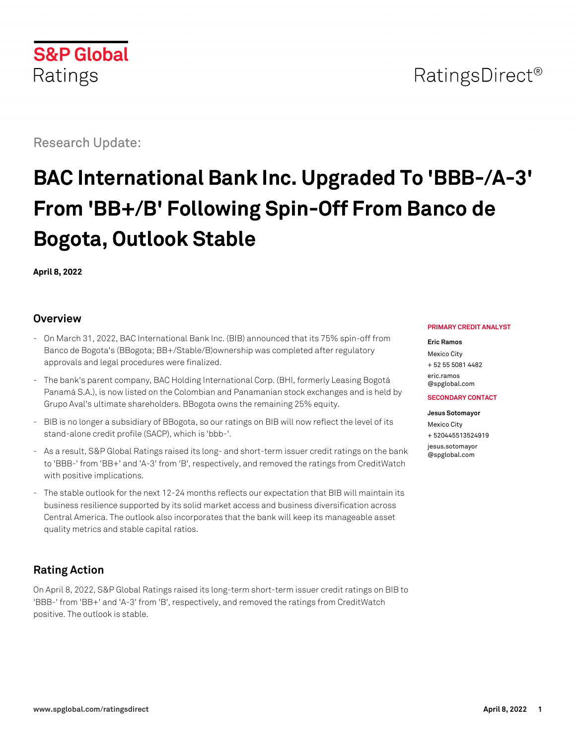S&P Global Ratings

RatingsDirect®

Research Update:

# BAC International Bank Inc. Upgraded To 'BBB-/A-3' From 'BB+/B' Following Spin-Off From Banco de Bogota, Outlook Stable

**April 8, 2022**

**PRIMARY CREDIT ANALYST**

**Eric Ramos**
Mexico City
+ 52 55 5081 4482
eric.ramos@spglobal.com

**SECONDARY CONTACT**

**Jesus Sotomayor**
Mexico City
+ 520445513524919
jesus.sotomayor@spglobal.com

## Overview

- On March 31, 2022, BAC International Bank Inc. (BIB) announced that its 75% spin-off from Banco de Bogota's (BBogota; BB+/Stable/B)ownership was completed after regulatory approvals and legal procedures were finalized.
- The bank's parent company, BAC Holding International Corp. (BHI, formerly Leasing Bogotá Panamá S.A.), is now listed on the Colombian and Panamanian stock exchanges and is held by Grupo Aval's ultimate shareholders. BBogota owns the remaining 25% equity.
- BIB is no longer a subsidiary of BBogota, so our ratings on BIB will now reflect the level of its stand-alone credit profile (SACP), which is 'bbb-'.
- As a result, S&P Global Ratings raised its long- and short-term issuer credit ratings on the bank to 'BBB-' from 'BB+' and 'A-3' from 'B', respectively, and removed the ratings from CreditWatch with positive implications.
- The stable outlook for the next 12-24 months reflects our expectation that BIB will maintain its business resilience supported by its solid market access and business diversification across Central America. The outlook also incorporates that the bank will keep its manageable asset quality metrics and stable capital ratios.

## Rating Action

On April 8, 2022, S&P Global Ratings raised its long-term short-term issuer credit ratings on BIB to 'BBB-' from 'BB+' and 'A-3' from 'B', respectively, and removed the ratings from CreditWatch positive. The outlook is stable.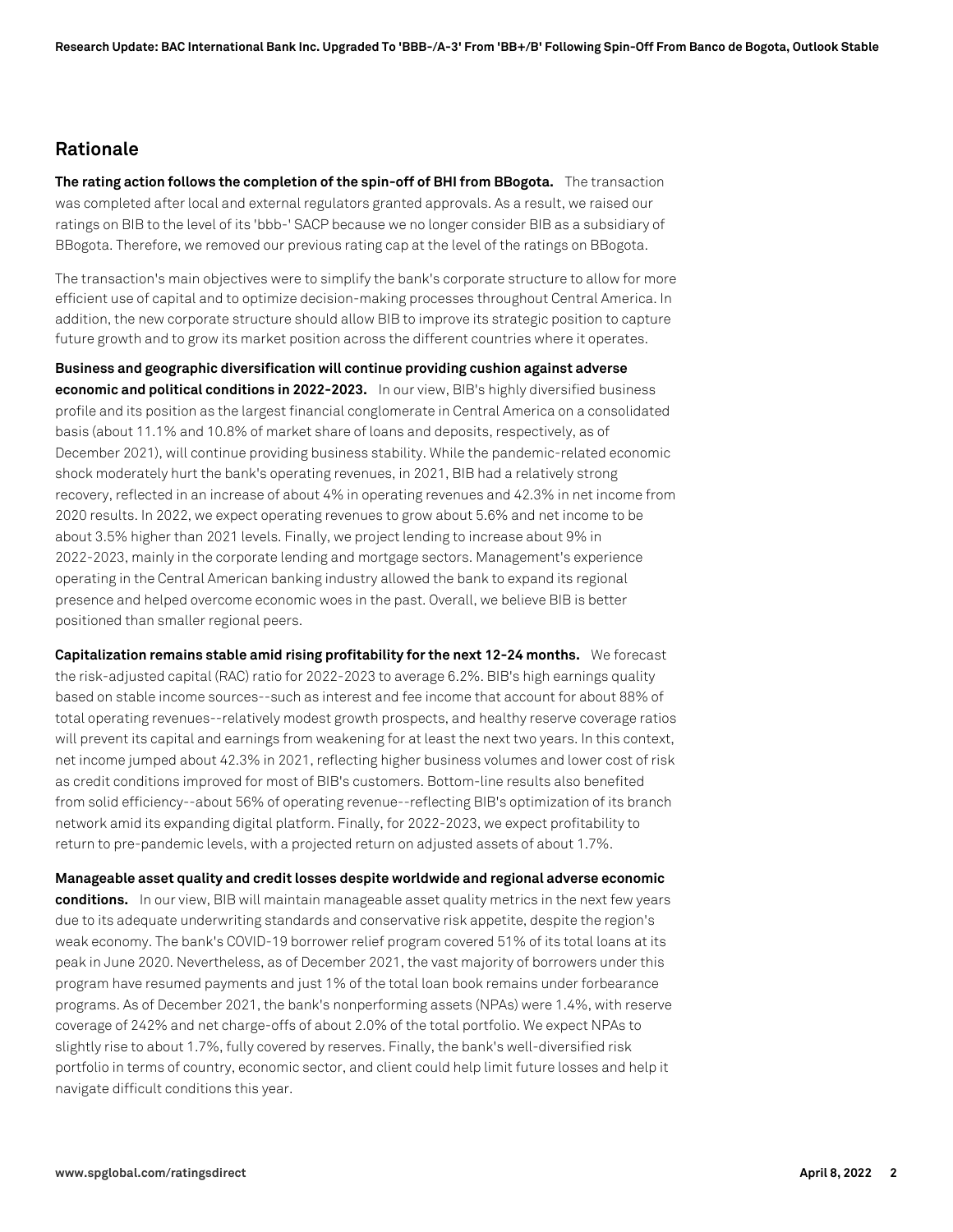## Rationale

**The rating action follows the completion of the spin-off of BHI from BBogota.** The transaction was completed after local and external regulators granted approvals. As a result, we raised our ratings on BIB to the level of its 'bbb-' SACP because we no longer consider BIB as a subsidiary of BBogota. Therefore, we removed our previous rating cap at the level of the ratings on BBogota.

The transaction's main objectives were to simplify the bank's corporate structure to allow for more efficient use of capital and to optimize decision-making processes throughout Central America. In addition, the new corporate structure should allow BIB to improve its strategic position to capture future growth and to grow its market position across the different countries where it operates.

**Business and geographic diversification will continue providing cushion against adverse economic and political conditions in 2022-2023.** In our view, BIB's highly diversified business profile and its position as the largest financial conglomerate in Central America on a consolidated basis (about 11.1% and 10.8% of market share of loans and deposits, respectively, as of December 2021), will continue providing business stability. While the pandemic-related economic shock moderately hurt the bank's operating revenues, in 2021, BIB had a relatively strong recovery, reflected in an increase of about 4% in operating revenues and 42.3% in net income from 2020 results. In 2022, we expect operating revenues to grow about 5.6% and net income to be about 3.5% higher than 2021 levels. Finally, we project lending to increase about 9% in 2022-2023, mainly in the corporate lending and mortgage sectors. Management's experience operating in the Central American banking industry allowed the bank to expand its regional presence and helped overcome economic woes in the past. Overall, we believe BIB is better positioned than smaller regional peers.

**Capitalization remains stable amid rising profitability for the next 12-24 months.** We forecast the risk-adjusted capital (RAC) ratio for 2022-2023 to average 6.2%. BIB's high earnings quality based on stable income sources--such as interest and fee income that account for about 88% of total operating revenues--relatively modest growth prospects, and healthy reserve coverage ratios will prevent its capital and earnings from weakening for at least the next two years. In this context, net income jumped about 42.3% in 2021, reflecting higher business volumes and lower cost of risk as credit conditions improved for most of BIB's customers. Bottom-line results also benefited from solid efficiency--about 56% of operating revenue--reflecting BIB's optimization of its branch network amid its expanding digital platform. Finally, for 2022-2023, we expect profitability to return to pre-pandemic levels, with a projected return on adjusted assets of about 1.7%.

**Manageable asset quality and credit losses despite worldwide and regional adverse economic conditions.** In our view, BIB will maintain manageable asset quality metrics in the next few years due to its adequate underwriting standards and conservative risk appetite, despite the region's weak economy. The bank's COVID-19 borrower relief program covered 51% of its total loans at its peak in June 2020. Nevertheless, as of December 2021, the vast majority of borrowers under this program have resumed payments and just 1% of the total loan book remains under forbearance programs. As of December 2021, the bank's nonperforming assets (NPAs) were 1.4%, with reserve coverage of 242% and net charge-offs of about 2.0% of the total portfolio. We expect NPAs to slightly rise to about 1.7%, fully covered by reserves. Finally, the bank's well-diversified risk portfolio in terms of country, economic sector, and client could help limit future losses and help it navigate difficult conditions this year.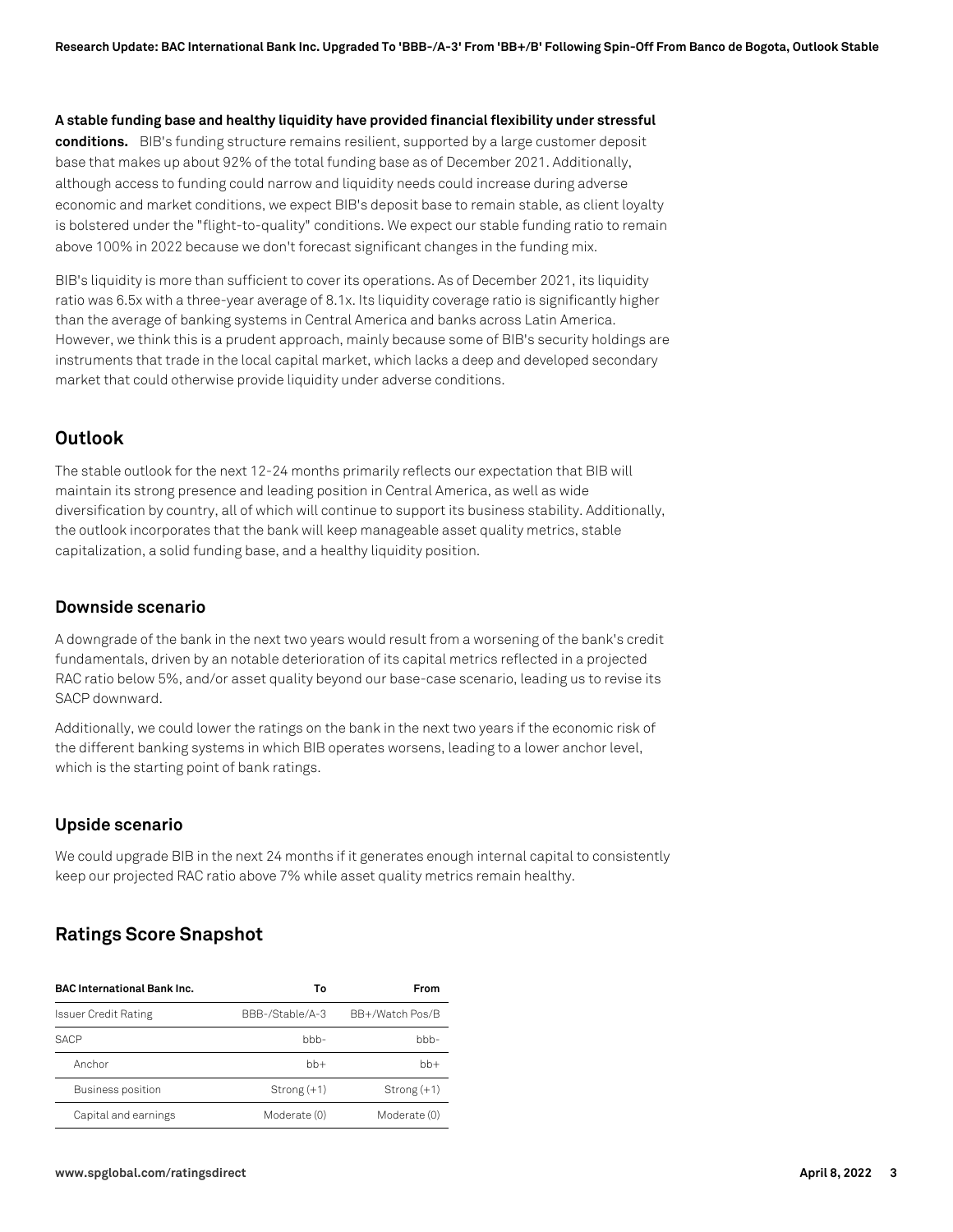**A stable funding base and healthy liquidity have provided financial flexibility under stressful conditions.** BIB's funding structure remains resilient, supported by a large customer deposit base that makes up about 92% of the total funding base as of December 2021. Additionally, although access to funding could narrow and liquidity needs could increase during adverse economic and market conditions, we expect BIB's deposit base to remain stable, as client loyalty is bolstered under the "flight-to-quality" conditions. We expect our stable funding ratio to remain above 100% in 2022 because we don't forecast significant changes in the funding mix.

BIB's liquidity is more than sufficient to cover its operations. As of December 2021, its liquidity ratio was 6.5x with a three-year average of 8.1x. Its liquidity coverage ratio is significantly higher than the average of banking systems in Central America and banks across Latin America. However, we think this is a prudent approach, mainly because some of BIB's security holdings are instruments that trade in the local capital market, which lacks a deep and developed secondary market that could otherwise provide liquidity under adverse conditions.

## Outlook

The stable outlook for the next 12-24 months primarily reflects our expectation that BIB will maintain its strong presence and leading position in Central America, as well as wide diversification by country, all of which will continue to support its business stability. Additionally, the outlook incorporates that the bank will keep manageable asset quality metrics, stable capitalization, a solid funding base, and a healthy liquidity position.

### Downside scenario

A downgrade of the bank in the next two years would result from a worsening of the bank's credit fundamentals, driven by an notable deterioration of its capital metrics reflected in a projected RAC ratio below 5%, and/or asset quality beyond our base-case scenario, leading us to revise its SACP downward.

Additionally, we could lower the ratings on the bank in the next two years if the economic risk of the different banking systems in which BIB operates worsens, leading to a lower anchor level, which is the starting point of bank ratings.

### Upside scenario

We could upgrade BIB in the next 24 months if it generates enough internal capital to consistently keep our projected RAC ratio above 7% while asset quality metrics remain healthy.

## Ratings Score Snapshot

| BAC International Bank Inc. | To | From |
|---|---|---|
| Issuer Credit Rating | BBB-/Stable/A-3 | BB+/Watch Pos/B |
| SACP | bbb- | bbb- |
| Anchor | bb+ | bb+ |
| Business position | Strong (+1) | Strong (+1) |
| Capital and earnings | Moderate (0) | Moderate (0) |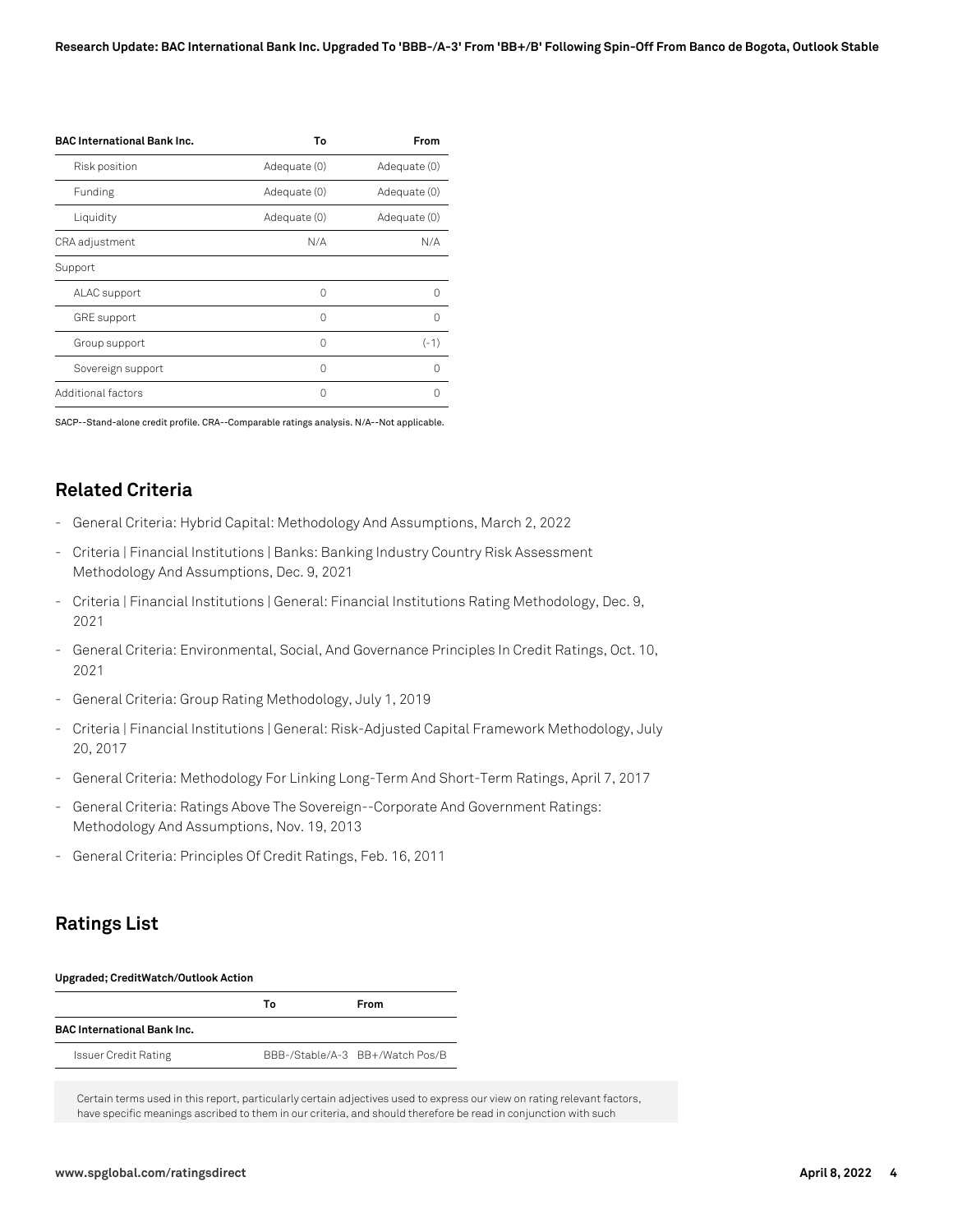| BAC International Bank Inc. | To | From |
|---|---|---|
| Risk position | Adequate (0) | Adequate (0) |
| Funding | Adequate (0) | Adequate (0) |
| Liquidity | Adequate (0) | Adequate (0) |
| CRA adjustment | N/A | N/A |
| Support | | |
| ALAC support | 0 | 0 |
| GRE support | 0 | 0 |
| Group support | 0 | (-1) |
| Sovereign support | 0 | 0 |
| Additional factors | 0 | 0 |

SACP--Stand-alone credit profile. CRA--Comparable ratings analysis. N/A--Not applicable.

## Related Criteria

- General Criteria: Hybrid Capital: Methodology And Assumptions, March 2, 2022
- Criteria | Financial Institutions | Banks: Banking Industry Country Risk Assessment Methodology And Assumptions, Dec. 9, 2021
- Criteria | Financial Institutions | General: Financial Institutions Rating Methodology, Dec. 9, 2021
- General Criteria: Environmental, Social, And Governance Principles In Credit Ratings, Oct. 10, 2021
- General Criteria: Group Rating Methodology, July 1, 2019
- Criteria | Financial Institutions | General: Risk-Adjusted Capital Framework Methodology, July 20, 2017
- General Criteria: Methodology For Linking Long-Term And Short-Term Ratings, April 7, 2017
- General Criteria: Ratings Above The Sovereign--Corporate And Government Ratings: Methodology And Assumptions, Nov. 19, 2013
- General Criteria: Principles Of Credit Ratings, Feb. 16, 2011

## Ratings List

**Upgraded; CreditWatch/Outlook Action**

| | To | From |
|---|---|---|
| **BAC International Bank Inc.** | | |
| Issuer Credit Rating | BBB-/Stable/A-3 | BB+/Watch Pos/B |

Certain terms used in this report, particularly certain adjectives used to express our view on rating relevant factors, have specific meanings ascribed to them in our criteria, and should therefore be read in conjunction with such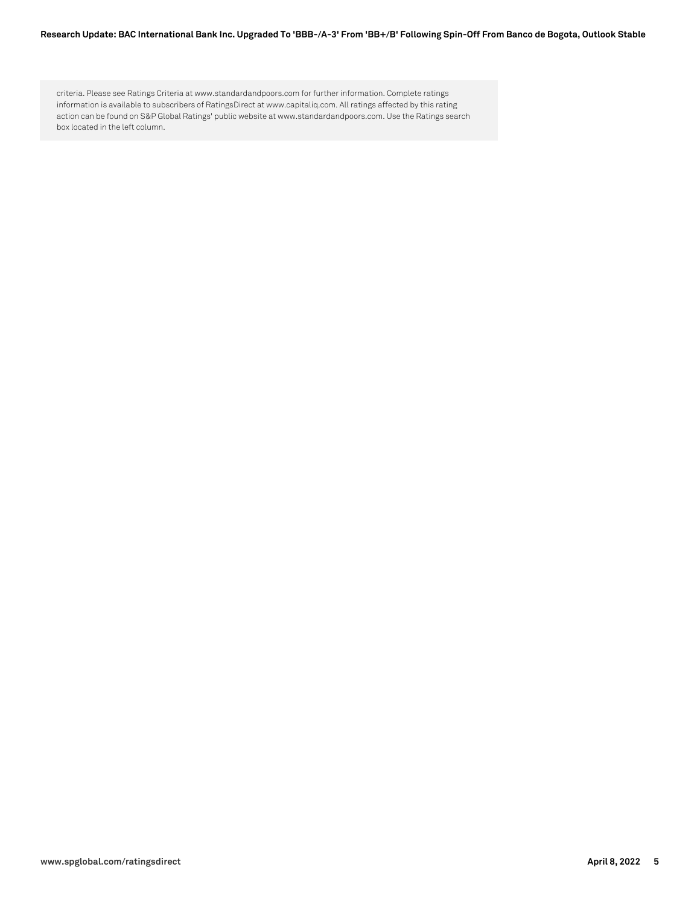criteria. Please see Ratings Criteria at www.standardandpoors.com for further information. Complete ratings information is available to subscribers of RatingsDirect at www.capitaliq.com. All ratings affected by this rating action can be found on S&P Global Ratings' public website at www.standardandpoors.com. Use the Ratings search box located in the left column.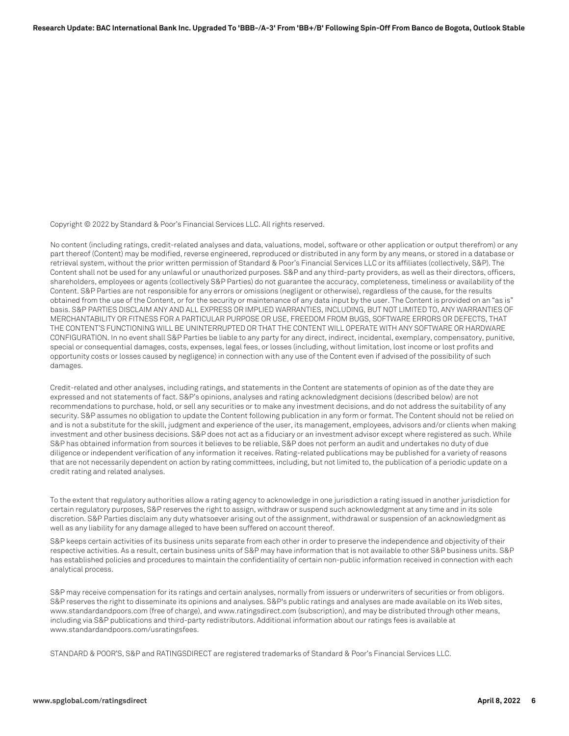Copyright © 2022 by Standard & Poor's Financial Services LLC. All rights reserved.

No content (including ratings, credit-related analyses and data, valuations, model, software or other application or output therefrom) or any part thereof (Content) may be modified, reverse engineered, reproduced or distributed in any form by any means, or stored in a database or retrieval system, without the prior written permission of Standard & Poor's Financial Services LLC or its affiliates (collectively, S&P). The Content shall not be used for any unlawful or unauthorized purposes. S&P and any third-party providers, as well as their directors, officers, shareholders, employees or agents (collectively S&P Parties) do not guarantee the accuracy, completeness, timeliness or availability of the Content. S&P Parties are not responsible for any errors or omissions (negligent or otherwise), regardless of the cause, for the results obtained from the use of the Content, or for the security or maintenance of any data input by the user. The Content is provided on an "as is" basis. S&P PARTIES DISCLAIM ANY AND ALL EXPRESS OR IMPLIED WARRANTIES, INCLUDING, BUT NOT LIMITED TO, ANY WARRANTIES OF MERCHANTABILITY OR FITNESS FOR A PARTICULAR PURPOSE OR USE, FREEDOM FROM BUGS, SOFTWARE ERRORS OR DEFECTS, THAT THE CONTENT'S FUNCTIONING WILL BE UNINTERRUPTED OR THAT THE CONTENT WILL OPERATE WITH ANY SOFTWARE OR HARDWARE CONFIGURATION. In no event shall S&P Parties be liable to any party for any direct, indirect, incidental, exemplary, compensatory, punitive, special or consequential damages, costs, expenses, legal fees, or losses (including, without limitation, lost income or lost profits and opportunity costs or losses caused by negligence) in connection with any use of the Content even if advised of the possibility of such damages.

Credit-related and other analyses, including ratings, and statements in the Content are statements of opinion as of the date they are expressed and not statements of fact. S&P's opinions, analyses and rating acknowledgment decisions (described below) are not recommendations to purchase, hold, or sell any securities or to make any investment decisions, and do not address the suitability of any security. S&P assumes no obligation to update the Content following publication in any form or format. The Content should not be relied on and is not a substitute for the skill, judgment and experience of the user, its management, employees, advisors and/or clients when making investment and other business decisions. S&P does not act as a fiduciary or an investment advisor except where registered as such. While S&P has obtained information from sources it believes to be reliable, S&P does not perform an audit and undertakes no duty of due diligence or independent verification of any information it receives. Rating-related publications may be published for a variety of reasons that are not necessarily dependent on action by rating committees, including, but not limited to, the publication of a periodic update on a credit rating and related analyses.

To the extent that regulatory authorities allow a rating agency to acknowledge in one jurisdiction a rating issued in another jurisdiction for certain regulatory purposes, S&P reserves the right to assign, withdraw or suspend such acknowledgment at any time and in its sole discretion. S&P Parties disclaim any duty whatsoever arising out of the assignment, withdrawal or suspension of an acknowledgment as well as any liability for any damage alleged to have been suffered on account thereof.

S&P keeps certain activities of its business units separate from each other in order to preserve the independence and objectivity of their respective activities. As a result, certain business units of S&P may have information that is not available to other S&P business units. S&P has established policies and procedures to maintain the confidentiality of certain non-public information received in connection with each analytical process.

S&P may receive compensation for its ratings and certain analyses, normally from issuers or underwriters of securities or from obligors. S&P reserves the right to disseminate its opinions and analyses. S&P's public ratings and analyses are made available on its Web sites, www.standardandpoors.com (free of charge), and www.ratingsdirect.com (subscription), and may be distributed through other means, including via S&P publications and third-party redistributors. Additional information about our ratings fees is available at www.standardandpoors.com/usratingsfees.

STANDARD & POOR'S, S&P and RATINGSDIRECT are registered trademarks of Standard & Poor's Financial Services LLC.